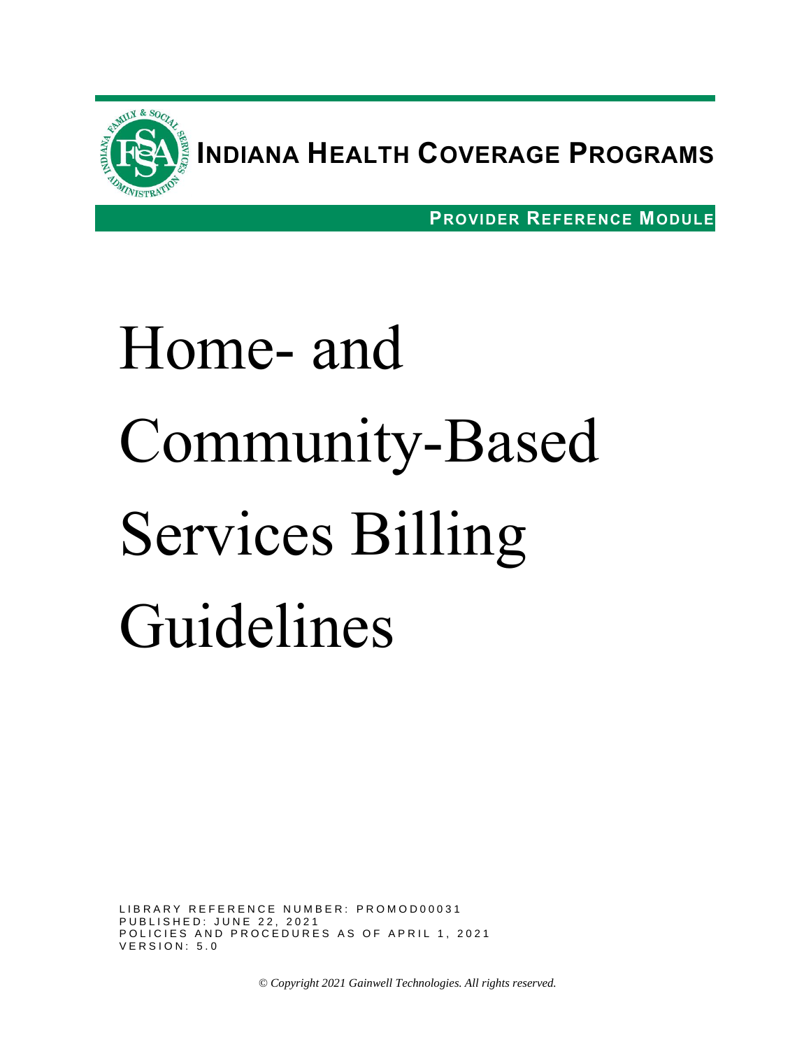**INDIANA HEALTH COVERAGE PROGRAMS**

**PROVIDER REFERENCE MODULE**

# Home- and Community-Based Services Billing Guidelines

LIBRARY REFERENCE NUMBER: PROMOD00031
PUBLISHED: JUNE 22, 2021
POLICIES AND PROCEDURES AS OF APRIL 1, 2021
VERSION: 5.0

*© Copyright 2021 Gainwell Technologies. All rights reserved.*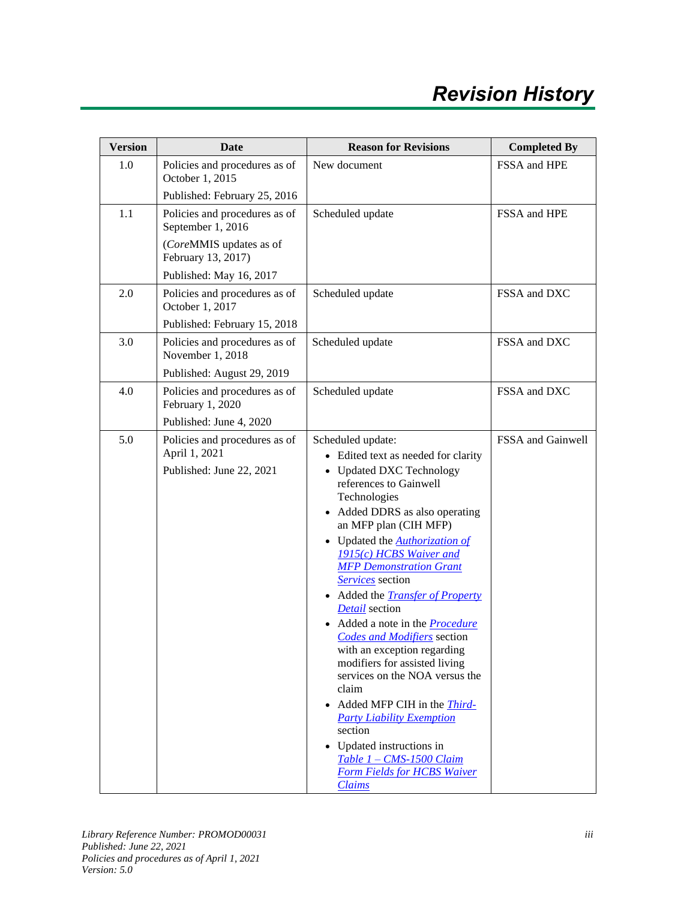# Revision History

| Version | Date | Reason for Revisions | Completed By |
|---|---|---|---|
| 1.0 | Policies and procedures as of October 1, 2015<br>Published: February 25, 2016 | New document | FSSA and HPE |
| 1.1 | Policies and procedures as of September 1, 2016<br>(*Core*MMIS updates as of February 13, 2017)<br>Published: May 16, 2017 | Scheduled update | FSSA and HPE |
| 2.0 | Policies and procedures as of October 1, 2017<br>Published: February 15, 2018 | Scheduled update | FSSA and DXC |
| 3.0 | Policies and procedures as of November 1, 2018<br>Published: August 29, 2019 | Scheduled update | FSSA and DXC |
| 4.0 | Policies and procedures as of February 1, 2020<br>Published: June 4, 2020 | Scheduled update | FSSA and DXC |
| 5.0 | Policies and procedures as of April 1, 2021<br>Published: June 22, 2021 | Scheduled update:<br>• Edited text as needed for clarity<br>• Updated DXC Technology references to Gainwell Technologies<br>• Added DDRS as also operating an MFP plan (CIH MFP)<br>• Updated the *Authorization of 1915(c) HCBS Waiver and MFP Demonstration Grant Services* section<br>• Added the *Transfer of Property Detail* section<br>• Added a note in the *Procedure Codes and Modifiers* section with an exception regarding modifiers for assisted living services on the NOA versus the claim<br>• Added MFP CIH in the *Third-Party Liability Exemption* section<br>• Updated instructions in *Table 1 – CMS-1500 Claim Form Fields for HCBS Waiver Claims* | FSSA and Gainwell |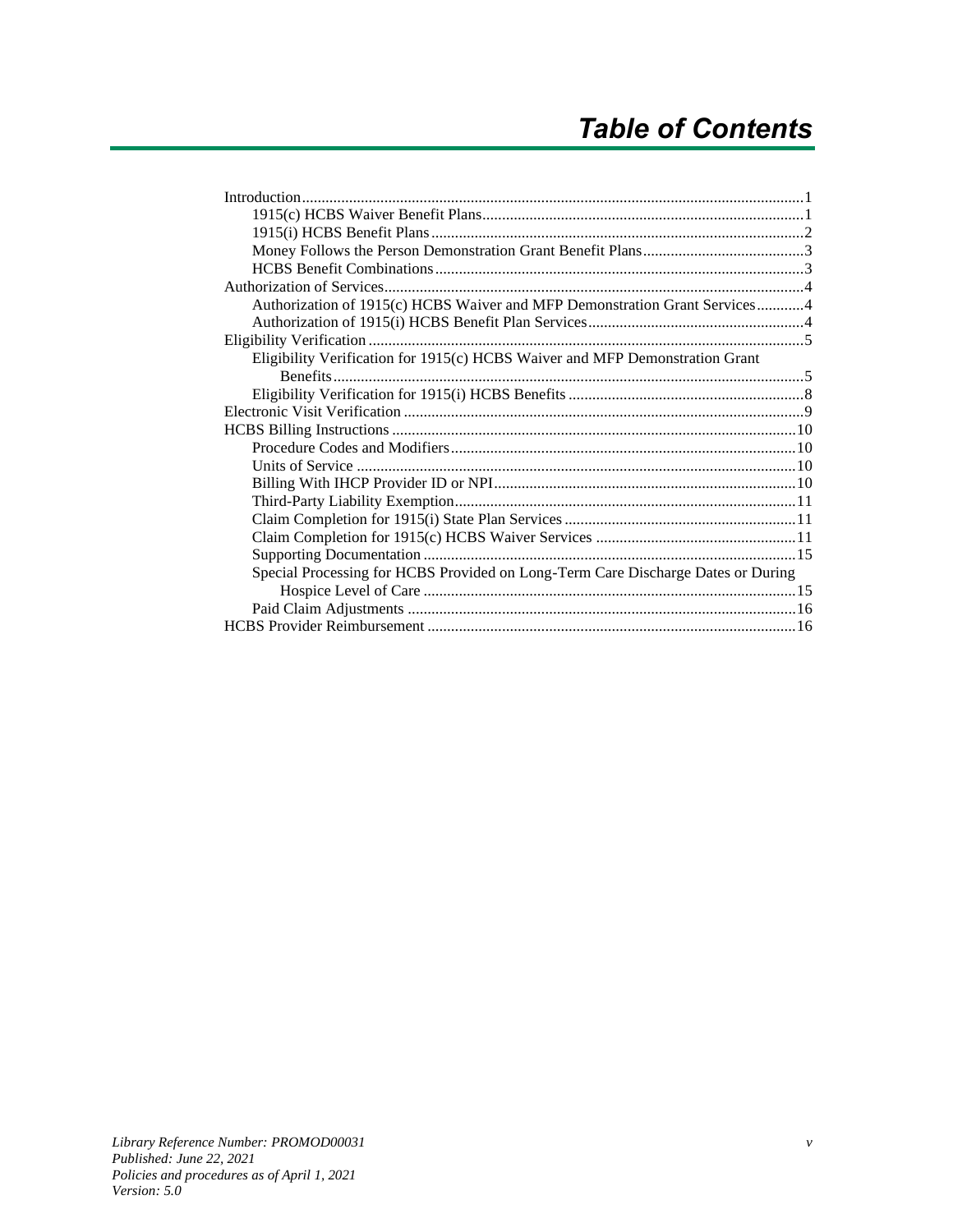# Table of Contents

- Introduction ... 1
  - 1915(c) HCBS Waiver Benefit Plans ... 1
  - 1915(i) HCBS Benefit Plans ... 2
  - Money Follows the Person Demonstration Grant Benefit Plans ... 3
  - HCBS Benefit Combinations ... 3
- Authorization of Services ... 4
  - Authorization of 1915(c) HCBS Waiver and MFP Demonstration Grant Services ... 4
  - Authorization of 1915(i) HCBS Benefit Plan Services ... 4
- Eligibility Verification ... 5
  - Eligibility Verification for 1915(c) HCBS Waiver and MFP Demonstration Grant Benefits ... 5
  - Eligibility Verification for 1915(i) HCBS Benefits ... 8
- Electronic Visit Verification ... 9
- HCBS Billing Instructions ... 10
  - Procedure Codes and Modifiers ... 10
  - Units of Service ... 10
  - Billing With IHCP Provider ID or NPI ... 10
  - Third-Party Liability Exemption ... 11
  - Claim Completion for 1915(i) State Plan Services ... 11
  - Claim Completion for 1915(c) HCBS Waiver Services ... 11
  - Supporting Documentation ... 15
  - Special Processing for HCBS Provided on Long-Term Care Discharge Dates or During Hospice Level of Care ... 15
  - Paid Claim Adjustments ... 16
- HCBS Provider Reimbursement ... 16

*Library Reference Number: PROMOD00031*
*Published: June 22, 2021*
*Policies and procedures as of April 1, 2021*
*Version: 5.0*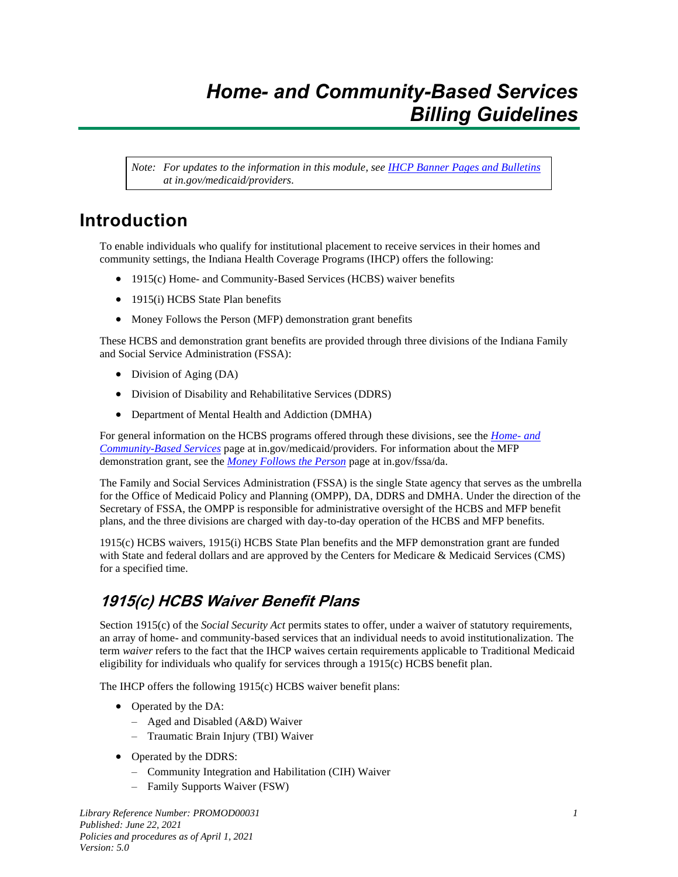# Home- and Community-Based Services Billing Guidelines

> *Note: For updates to the information in this module, see [IHCP Banner Pages and Bulletins](#) at in.gov/medicaid/providers.*

## Introduction

To enable individuals who qualify for institutional placement to receive services in their homes and community settings, the Indiana Health Coverage Programs (IHCP) offers the following:

- 1915(c) Home- and Community-Based Services (HCBS) waiver benefits
- 1915(i) HCBS State Plan benefits
- Money Follows the Person (MFP) demonstration grant benefits

These HCBS and demonstration grant benefits are provided through three divisions of the Indiana Family and Social Service Administration (FSSA):

- Division of Aging (DA)
- Division of Disability and Rehabilitative Services (DDRS)
- Department of Mental Health and Addiction (DMHA)

For general information on the HCBS programs offered through these divisions, see the *[Home- and Community-Based Services](#)* page at in.gov/medicaid/providers. For information about the MFP demonstration grant, see the *[Money Follows the Person](#)* page at in.gov/fssa/da.

The Family and Social Services Administration (FSSA) is the single State agency that serves as the umbrella for the Office of Medicaid Policy and Planning (OMPP), DA, DDRS and DMHA. Under the direction of the Secretary of FSSA, the OMPP is responsible for administrative oversight of the HCBS and MFP benefit plans, and the three divisions are charged with day-to-day operation of the HCBS and MFP benefits.

1915(c) HCBS waivers, 1915(i) HCBS State Plan benefits and the MFP demonstration grant are funded with State and federal dollars and are approved by the Centers for Medicare & Medicaid Services (CMS) for a specified time.

### 1915(c) HCBS Waiver Benefit Plans

Section 1915(c) of the *Social Security Act* permits states to offer, under a waiver of statutory requirements, an array of home- and community-based services that an individual needs to avoid institutionalization. The term *waiver* refers to the fact that the IHCP waives certain requirements applicable to Traditional Medicaid eligibility for individuals who qualify for services through a 1915(c) HCBS benefit plan.

The IHCP offers the following 1915(c) HCBS waiver benefit plans:

- Operated by the DA:
  - Aged and Disabled (A&D) Waiver
  - Traumatic Brain Injury (TBI) Waiver
- Operated by the DDRS:
  - Community Integration and Habilitation (CIH) Waiver
  - Family Supports Waiver (FSW)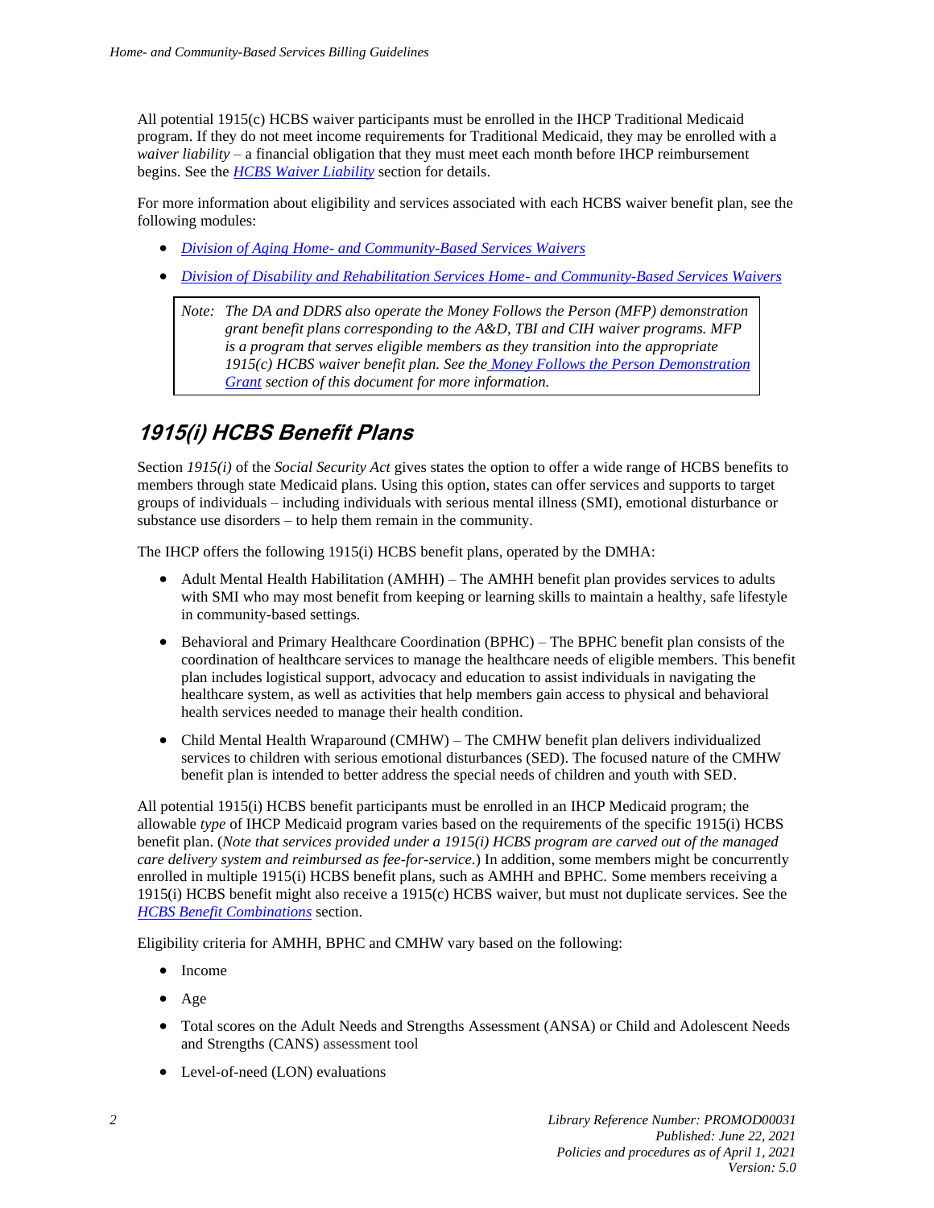All potential 1915(c) HCBS waiver participants must be enrolled in the IHCP Traditional Medicaid program. If they do not meet income requirements for Traditional Medicaid, they may be enrolled with a *waiver liability* – a financial obligation that they must meet each month before IHCP reimbursement begins. See the [HCBS Waiver Liability](#) section for details.

For more information about eligibility and services associated with each HCBS waiver benefit plan, see the following modules:

- [*Division of Aging Home- and Community-Based Services Waivers*](#)
- [*Division of Disability and Rehabilitation Services Home- and Community-Based Services Waivers*](#)

> *Note: The DA and DDRS also operate the Money Follows the Person (MFP) demonstration grant benefit plans corresponding to the A&D, TBI and CIH waiver programs. MFP is a program that serves eligible members as they transition into the appropriate 1915(c) HCBS waiver benefit plan. See the [Money Follows the Person Demonstration Grant](#) section of this document for more information.*

## 1915(i) HCBS Benefit Plans

Section *1915(i)* of the *Social Security Act* gives states the option to offer a wide range of HCBS benefits to members through state Medicaid plans. Using this option, states can offer services and supports to target groups of individuals – including individuals with serious mental illness (SMI), emotional disturbance or substance use disorders – to help them remain in the community.

The IHCP offers the following 1915(i) HCBS benefit plans, operated by the DMHA:

- Adult Mental Health Habilitation (AMHH) – The AMHH benefit plan provides services to adults with SMI who may most benefit from keeping or learning skills to maintain a healthy, safe lifestyle in community-based settings.
- Behavioral and Primary Healthcare Coordination (BPHC) – The BPHC benefit plan consists of the coordination of healthcare services to manage the healthcare needs of eligible members. This benefit plan includes logistical support, advocacy and education to assist individuals in navigating the healthcare system, as well as activities that help members gain access to physical and behavioral health services needed to manage their health condition.
- Child Mental Health Wraparound (CMHW) – The CMHW benefit plan delivers individualized services to children with serious emotional disturbances (SED). The focused nature of the CMHW benefit plan is intended to better address the special needs of children and youth with SED.

All potential 1915(i) HCBS benefit participants must be enrolled in an IHCP Medicaid program; the allowable *type* of IHCP Medicaid program varies based on the requirements of the specific 1915(i) HCBS benefit plan. (*Note that services provided under a 1915(i) HCBS program are carved out of the managed care delivery system and reimbursed as fee-for-service.*) In addition, some members might be concurrently enrolled in multiple 1915(i) HCBS benefit plans, such as AMHH and BPHC. Some members receiving a 1915(i) HCBS benefit might also receive a 1915(c) HCBS waiver, but must not duplicate services. See the [*HCBS Benefit Combinations*](#) section.

Eligibility criteria for AMHH, BPHC and CMHW vary based on the following:

- Income
- Age
- Total scores on the Adult Needs and Strengths Assessment (ANSA) or Child and Adolescent Needs and Strengths (CANS) assessment tool
- Level-of-need (LON) evaluations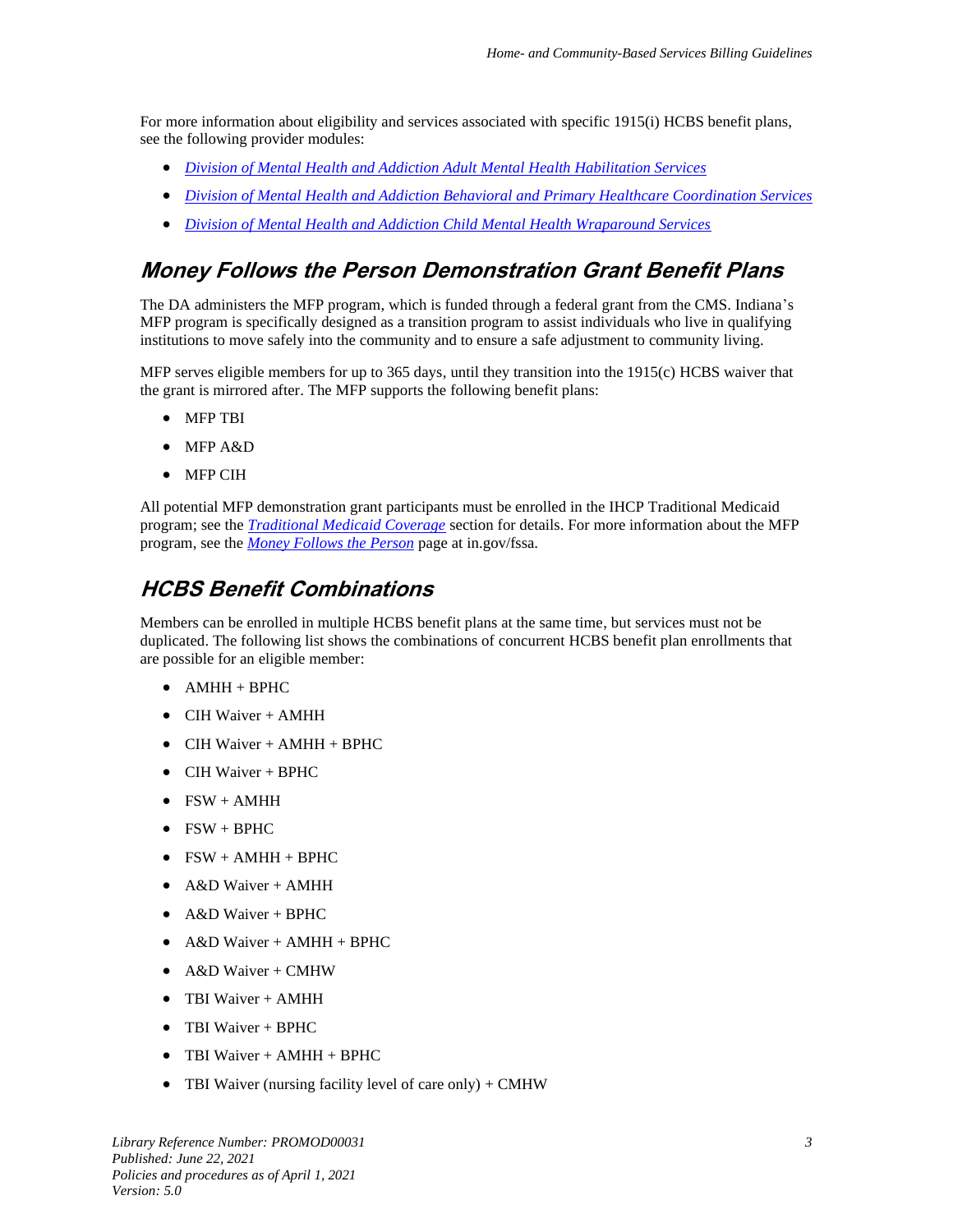For more information about eligibility and services associated with specific 1915(i) HCBS benefit plans, see the following provider modules:

- *Division of Mental Health and Addiction Adult Mental Health Habilitation Services*
- *Division of Mental Health and Addiction Behavioral and Primary Healthcare Coordination Services*
- *Division of Mental Health and Addiction Child Mental Health Wraparound Services*

## Money Follows the Person Demonstration Grant Benefit Plans

The DA administers the MFP program, which is funded through a federal grant from the CMS. Indiana's MFP program is specifically designed as a transition program to assist individuals who live in qualifying institutions to move safely into the community and to ensure a safe adjustment to community living.

MFP serves eligible members for up to 365 days, until they transition into the 1915(c) HCBS waiver that the grant is mirrored after. The MFP supports the following benefit plans:

- MFP TBI
- MFP A&D
- MFP CIH

All potential MFP demonstration grant participants must be enrolled in the IHCP Traditional Medicaid program; see the *Traditional Medicaid Coverage* section for details. For more information about the MFP program, see the *Money Follows the Person* page at in.gov/fssa.

## HCBS Benefit Combinations

Members can be enrolled in multiple HCBS benefit plans at the same time, but services must not be duplicated. The following list shows the combinations of concurrent HCBS benefit plan enrollments that are possible for an eligible member:

- AMHH + BPHC
- CIH Waiver + AMHH
- CIH Waiver + AMHH + BPHC
- CIH Waiver + BPHC
- FSW + AMHH
- FSW + BPHC
- FSW + AMHH + BPHC
- A&D Waiver + AMHH
- A&D Waiver + BPHC
- A&D Waiver + AMHH + BPHC
- A&D Waiver + CMHW
- TBI Waiver + AMHH
- TBI Waiver + BPHC
- TBI Waiver + AMHH + BPHC
- TBI Waiver (nursing facility level of care only) + CMHW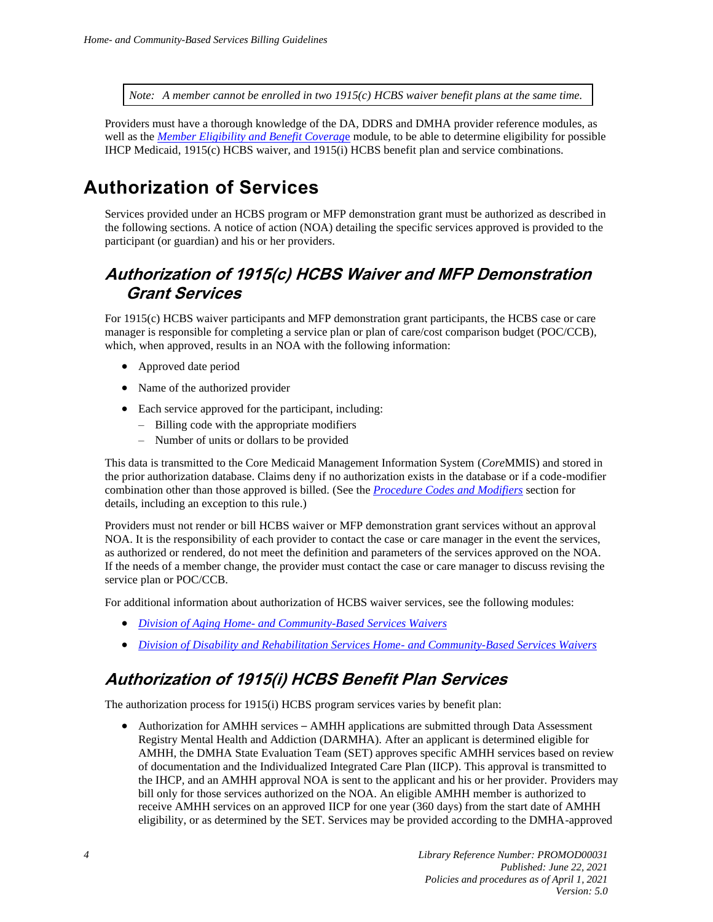> *Note: A member cannot be enrolled in two 1915(c) HCBS waiver benefit plans at the same time.*

Providers must have a thorough knowledge of the DA, DDRS and DMHA provider reference modules, as well as the *Member Eligibility and Benefit Coverage* module, to be able to determine eligibility for possible IHCP Medicaid, 1915(c) HCBS waiver, and 1915(i) HCBS benefit plan and service combinations.

# Authorization of Services

Services provided under an HCBS program or MFP demonstration grant must be authorized as described in the following sections. A notice of action (NOA) detailing the specific services approved is provided to the participant (or guardian) and his or her providers.

## *Authorization of 1915(c) HCBS Waiver and MFP Demonstration Grant Services*

For 1915(c) HCBS waiver participants and MFP demonstration grant participants, the HCBS case or care manager is responsible for completing a service plan or plan of care/cost comparison budget (POC/CCB), which, when approved, results in an NOA with the following information:

- Approved date period
- Name of the authorized provider
- Each service approved for the participant, including:
  - Billing code with the appropriate modifiers
  - Number of units or dollars to be provided

This data is transmitted to the Core Medicaid Management Information System (*Core*MMIS) and stored in the prior authorization database. Claims deny if no authorization exists in the database or if a code-modifier combination other than those approved is billed. (See the *Procedure Codes and Modifiers* section for details, including an exception to this rule.)

Providers must not render or bill HCBS waiver or MFP demonstration grant services without an approval NOA. It is the responsibility of each provider to contact the case or care manager in the event the services, as authorized or rendered, do not meet the definition and parameters of the services approved on the NOA. If the needs of a member change, the provider must contact the case or care manager to discuss revising the service plan or POC/CCB.

For additional information about authorization of HCBS waiver services, see the following modules:

- *Division of Aging Home- and Community-Based Services Waivers*
- *Division of Disability and Rehabilitation Services Home- and Community-Based Services Waivers*

## *Authorization of 1915(i) HCBS Benefit Plan Services*

The authorization process for 1915(i) HCBS program services varies by benefit plan:

- Authorization for AMHH services – AMHH applications are submitted through Data Assessment Registry Mental Health and Addiction (DARMHA). After an applicant is determined eligible for AMHH, the DMHA State Evaluation Team (SET) approves specific AMHH services based on review of documentation and the Individualized Integrated Care Plan (IICP). This approval is transmitted to the IHCP, and an AMHH approval NOA is sent to the applicant and his or her provider. Providers may bill only for those services authorized on the NOA. An eligible AMHH member is authorized to receive AMHH services on an approved IICP for one year (360 days) from the start date of AMHH eligibility, or as determined by the SET. Services may be provided according to the DMHA-approved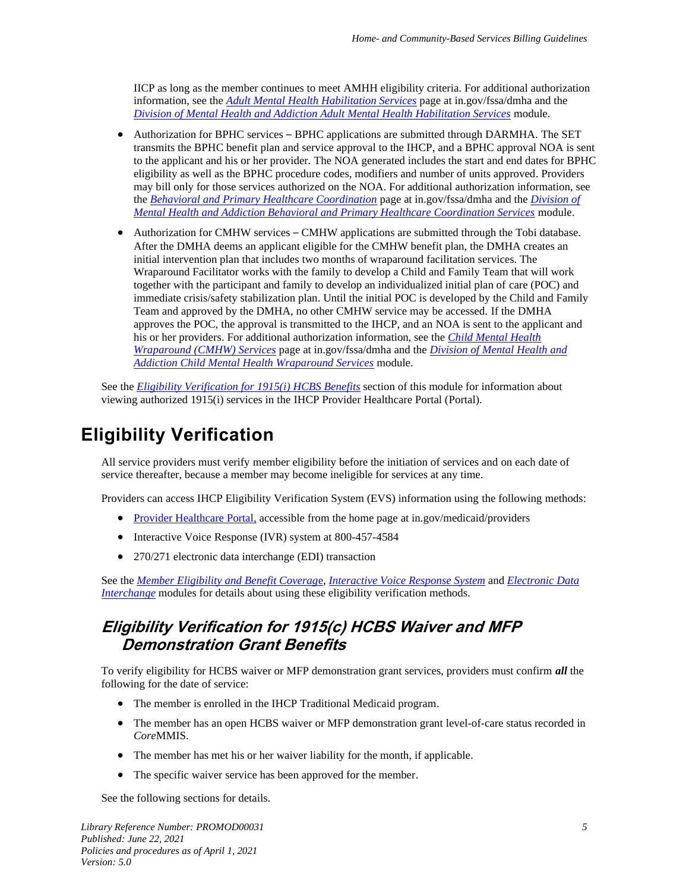IICP as long as the member continues to meet AMHH eligibility criteria. For additional authorization information, see the *Adult Mental Health Habilitation Services* page at in.gov/fssa/dmha and the *Division of Mental Health and Addiction Adult Mental Health Habilitation Services* module.

- Authorization for BPHC services – BPHC applications are submitted through DARMHA. The SET transmits the BPHC benefit plan and service approval to the IHCP, and a BPHC approval NOA is sent to the applicant and his or her provider. The NOA generated includes the start and end dates for BPHC eligibility as well as the BPHC procedure codes, modifiers and number of units approved. Providers may bill only for those services authorized on the NOA. For additional authorization information, see the *Behavioral and Primary Healthcare Coordination* page at in.gov/fssa/dmha and the *Division of Mental Health and Addiction Behavioral and Primary Healthcare Coordination Services* module.
- Authorization for CMHW services – CMHW applications are submitted through the Tobi database. After the DMHA deems an applicant eligible for the CMHW benefit plan, the DMHA creates an initial intervention plan that includes two months of wraparound facilitation services. The Wraparound Facilitator works with the family to develop a Child and Family Team that will work together with the participant and family to develop an individualized initial plan of care (POC) and immediate crisis/safety stabilization plan. Until the initial POC is developed by the Child and Family Team and approved by the DMHA, no other CMHW service may be accessed. If the DMHA approves the POC, the approval is transmitted to the IHCP, and an NOA is sent to the applicant and his or her providers. For additional authorization information, see the *Child Mental Health Wraparound (CMHW) Services* page at in.gov/fssa/dmha and the *Division of Mental Health and Addiction Child Mental Health Wraparound Services* module.

See the *Eligibility Verification for 1915(i) HCBS Benefits* section of this module for information about viewing authorized 1915(i) services in the IHCP Provider Healthcare Portal (Portal).

# Eligibility Verification

All service providers must verify member eligibility before the initiation of services and on each date of service thereafter, because a member may become ineligible for services at any time.

Providers can access IHCP Eligibility Verification System (EVS) information using the following methods:

- Provider Healthcare Portal, accessible from the home page at in.gov/medicaid/providers
- Interactive Voice Response (IVR) system at 800-457-4584
- 270/271 electronic data interchange (EDI) transaction

See the *Member Eligibility and Benefit Coverage*, *Interactive Voice Response System* and *Electronic Data Interchange* modules for details about using these eligibility verification methods.

## *Eligibility Verification for 1915(c) HCBS Waiver and MFP Demonstration Grant Benefits*

To verify eligibility for HCBS waiver or MFP demonstration grant services, providers must confirm ***all*** the following for the date of service:

- The member is enrolled in the IHCP Traditional Medicaid program.
- The member has an open HCBS waiver or MFP demonstration grant level-of-care status recorded in *Core*MMIS.
- The member has met his or her waiver liability for the month, if applicable.
- The specific waiver service has been approved for the member.

See the following sections for details.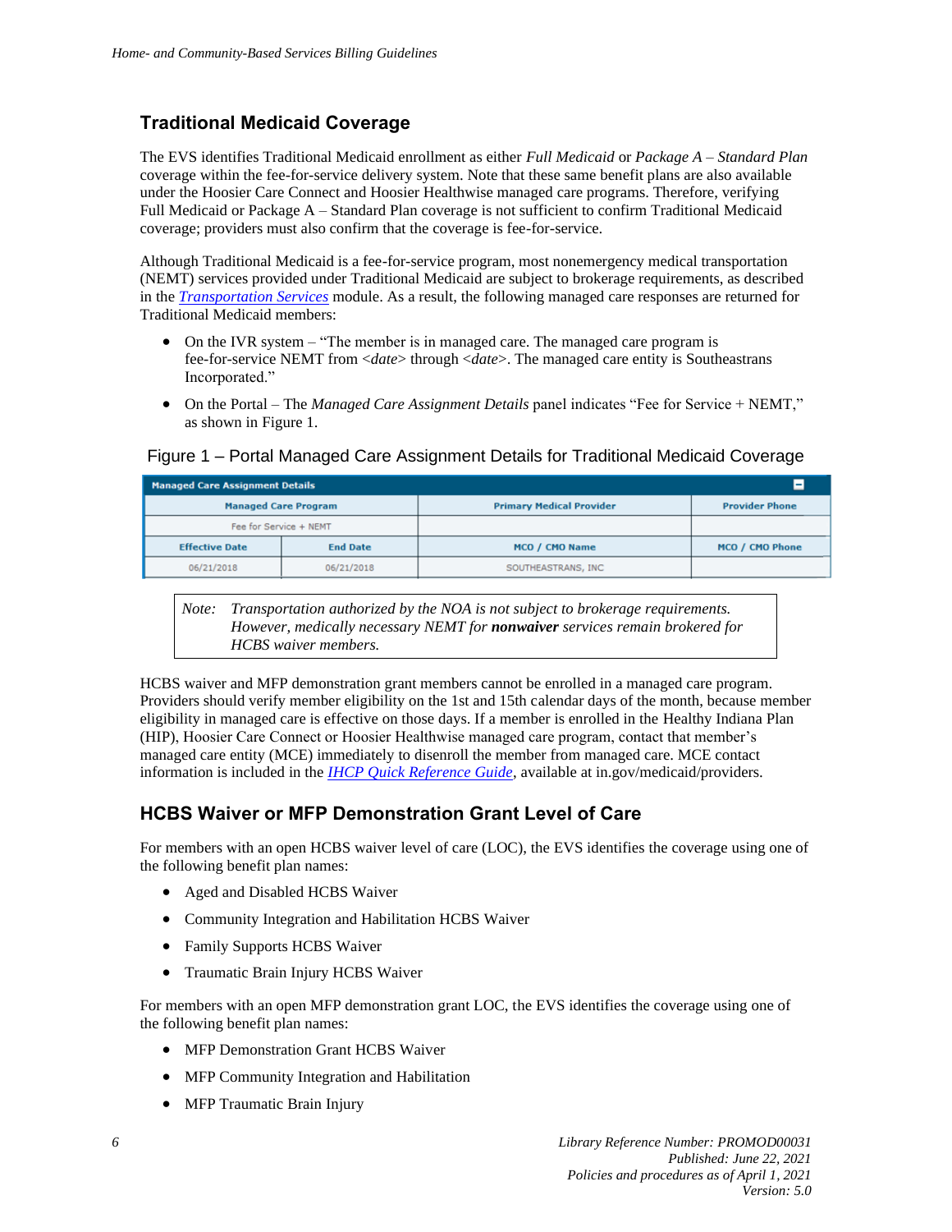## Traditional Medicaid Coverage

The EVS identifies Traditional Medicaid enrollment as either *Full Medicaid* or *Package A – Standard Plan* coverage within the fee-for-service delivery system. Note that these same benefit plans are also available under the Hoosier Care Connect and Hoosier Healthwise managed care programs. Therefore, verifying Full Medicaid or Package A – Standard Plan coverage is not sufficient to confirm Traditional Medicaid coverage; providers must also confirm that the coverage is fee-for-service.

Although Traditional Medicaid is a fee-for-service program, most nonemergency medical transportation (NEMT) services provided under Traditional Medicaid are subject to brokerage requirements, as described in the *Transportation Services* module. As a result, the following managed care responses are returned for Traditional Medicaid members:

- On the IVR system – "The member is in managed care. The managed care program is fee-for-service NEMT from <*date*> through <*date*>. The managed care entity is Southeastrans Incorporated."
- On the Portal – The *Managed Care Assignment Details* panel indicates "Fee for Service + NEMT," as shown in Figure 1.

Figure 1 – Portal Managed Care Assignment Details for Traditional Medicaid Coverage

| Managed Care Assignment Details | | | |
|---|---|---|---|
| **Managed Care Program** | | **Primary Medical Provider** | **Provider Phone** |
| Fee for Service + NEMT | | | |
| **Effective Date** | **End Date** | **MCO / CMO Name** | **MCO / CMO Phone** |
| 06/21/2018 | 06/21/2018 | SOUTHEASTRANS, INC | |

> *Note: Transportation authorized by the NOA is not subject to brokerage requirements. However, medically necessary NEMT for* ***nonwaiver*** *services remain brokered for HCBS waiver members.*

HCBS waiver and MFP demonstration grant members cannot be enrolled in a managed care program. Providers should verify member eligibility on the 1st and 15th calendar days of the month, because member eligibility in managed care is effective on those days. If a member is enrolled in the Healthy Indiana Plan (HIP), Hoosier Care Connect or Hoosier Healthwise managed care program, contact that member's managed care entity (MCE) immediately to disenroll the member from managed care. MCE contact information is included in the *IHCP Quick Reference Guide*, available at in.gov/medicaid/providers.

## HCBS Waiver or MFP Demonstration Grant Level of Care

For members with an open HCBS waiver level of care (LOC), the EVS identifies the coverage using one of the following benefit plan names:

- Aged and Disabled HCBS Waiver
- Community Integration and Habilitation HCBS Waiver
- Family Supports HCBS Waiver
- Traumatic Brain Injury HCBS Waiver

For members with an open MFP demonstration grant LOC, the EVS identifies the coverage using one of the following benefit plan names:

- MFP Demonstration Grant HCBS Waiver
- MFP Community Integration and Habilitation
- MFP Traumatic Brain Injury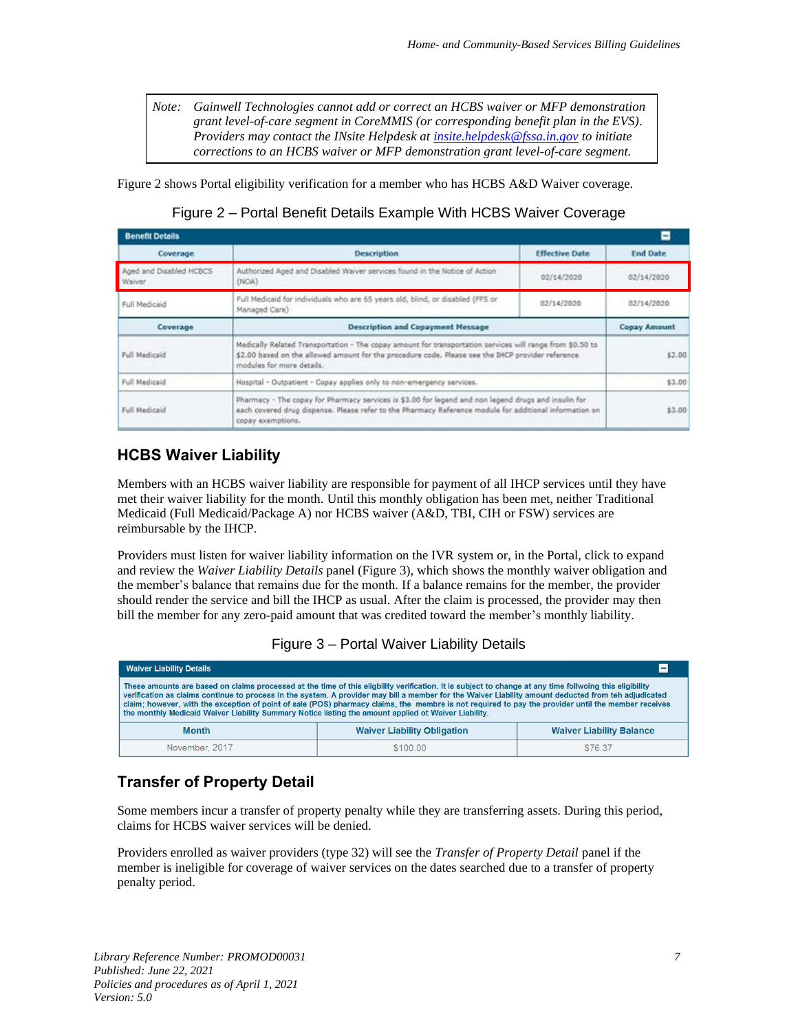> *Note: Gainwell Technologies cannot add or correct an HCBS waiver or MFP demonstration grant level-of-care segment in CoreMMIS (or corresponding benefit plan in the EVS). Providers may contact the INsite Helpdesk at insite.helpdesk@fssa.in.gov to initiate corrections to an HCBS waiver or MFP demonstration grant level-of-care segment.*

Figure 2 shows Portal eligibility verification for a member who has HCBS A&D Waiver coverage.

Figure 2 – Portal Benefit Details Example With HCBS Waiver Coverage

**Benefit Details**

| Coverage | Description | Effective Date | End Date |
|---|---|---|---|
| Aged and Disabled HCBCS Waiver | Authorized Aged and Disabled Waiver services found in the Notice of Action (NOA) | 02/14/2020 | 02/14/2020 |
| Full Medicaid | Full Medicaid for individuals who are 65 years old, blind, or disabled (FFS or Managed Care) | 02/14/2020 | 02/14/2020 |

| Coverage | Description and Copayment Message | Copay Amount |
|---|---|---|
| Full Medicaid | Medically Related Transportation - The copay amount for transportation services will range from $0.50 to $2.00 based on the allowed amount for the procedure code. Please see the IHCP provider reference modules for more details. | $2.00 |
| Full Medicaid | Hospital - Outpatient - Copay applies only to non-emergency services. | $3.00 |
| Full Medicaid | Pharmacy - The copay for Pharmacy services is $3.00 for legend and non legend drugs and insulin for each covered drug dispense. Please refer to the Pharmacy Reference module for additional information on copay exemptions. | $3.00 |

## HCBS Waiver Liability

Members with an HCBS waiver liability are responsible for payment of all IHCP services until they have met their waiver liability for the month. Until this monthly obligation has been met, neither Traditional Medicaid (Full Medicaid/Package A) nor HCBS waiver (A&D, TBI, CIH or FSW) services are reimbursable by the IHCP.

Providers must listen for waiver liability information on the IVR system or, in the Portal, click to expand and review the *Waiver Liability Details* panel (Figure 3), which shows the monthly waiver obligation and the member's balance that remains due for the month. If a balance remains for the member, the provider should render the service and bill the IHCP as usual. After the claim is processed, the provider may then bill the member for any zero-paid amount that was credited toward the member's monthly liability.

Figure 3 – Portal Waiver Liability Details

**Waiver Liability Details**

These amounts are based on claims processed at the time of this eligibility verification. It is subject to change at any time follwoing this eligibility verification as claims continue to process in the system. A provider may bill a member for the Waiver Liability amount deducted from teh adjudicated claim; however, with the exception of point of sale (POS) pharmacy claims, the membre is not required to pay the provider until the member receives the monthly Medicaid Waiver Liability Summary Notice listing the amount applied of Waiver Liability.

| Month | Waiver Liability Obligation | Waiver Liability Balance |
|---|---|---|
| November, 2017 | $100.00 | $76.37 |

## Transfer of Property Detail

Some members incur a transfer of property penalty while they are transferring assets. During this period, claims for HCBS waiver services will be denied.

Providers enrolled as waiver providers (type 32) will see the *Transfer of Property Detail* panel if the member is ineligible for coverage of waiver services on the dates searched due to a transfer of property penalty period.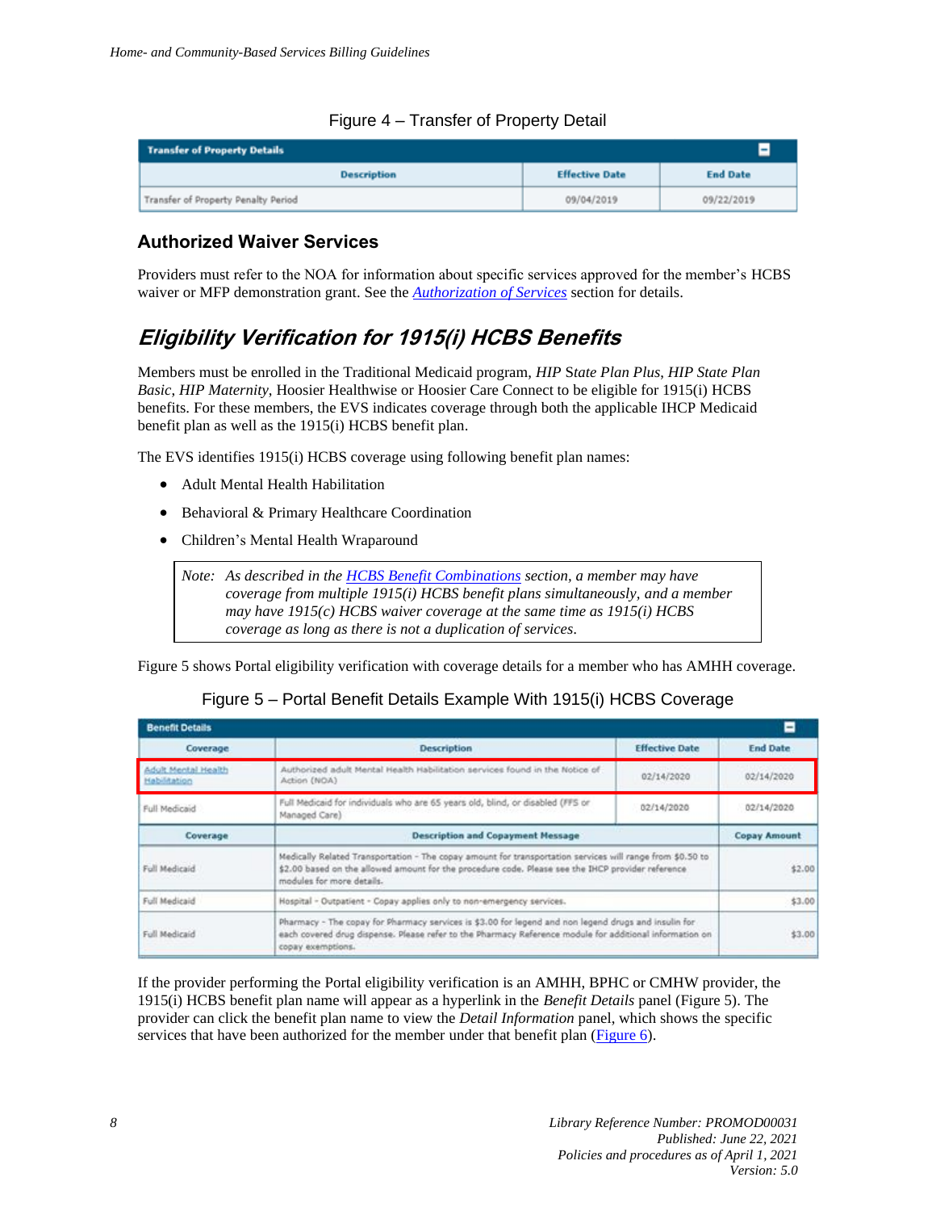Figure 4 – Transfer of Property Detail

| Transfer of Property Details | | |
|---|---|---|
| **Description** | **Effective Date** | **End Date** |
| Transfer of Property Penalty Period | 09/04/2019 | 09/22/2019 |

### Authorized Waiver Services

Providers must refer to the NOA for information about specific services approved for the member's HCBS waiver or MFP demonstration grant. See the *Authorization of Services* section for details.

## *Eligibility Verification for 1915(i) HCBS Benefits*

Members must be enrolled in the Traditional Medicaid program, *HIP State Plan Plus*, *HIP State Plan Basic*, *HIP Maternity*, Hoosier Healthwise or Hoosier Care Connect to be eligible for 1915(i) HCBS benefits. For these members, the EVS indicates coverage through both the applicable IHCP Medicaid benefit plan as well as the 1915(i) HCBS benefit plan.

The EVS identifies 1915(i) HCBS coverage using following benefit plan names:

- Adult Mental Health Habilitation
- Behavioral & Primary Healthcare Coordination
- Children's Mental Health Wraparound

> *Note: As described in the HCBS Benefit Combinations section, a member may have coverage from multiple 1915(i) HCBS benefit plans simultaneously, and a member may have 1915(c) HCBS waiver coverage at the same time as 1915(i) HCBS coverage as long as there is not a duplication of services.*

Figure 5 shows Portal eligibility verification with coverage details for a member who has AMHH coverage.

Figure 5 – Portal Benefit Details Example With 1915(i) HCBS Coverage

| Benefit Details | | | |
|---|---|---|---|
| **Coverage** | **Description** | **Effective Date** | **End Date** |
| Adult Mental Health Habilitation | Authorized adult Mental Health Habilitation services found in the Notice of Action (NOA) | 02/14/2020 | 02/14/2020 |
| Full Medicaid | Full Medicaid for individuals who are 65 years old, blind, or disabled (FFS or Managed Care) | 02/14/2020 | 02/14/2020 |
| **Coverage** | **Description and Copayment Message** | | **Copay Amount** |
| Full Medicaid | Medically Related Transportation - The copay amount for transportation services will range from $0.50 to $2.00 based on the allowed amount for the procedure code. Please see the IHCP provider reference modules for more details. | | $2.00 |
| Full Medicaid | Hospital - Outpatient - Copay applies only to non-emergency services. | | $3.00 |
| Full Medicaid | Pharmacy - The copay for Pharmacy services is $3.00 for legend and non legend drugs and insulin for each covered drug dispense. Please refer to the Pharmacy Reference module for additional information on copay exemptions. | | $3.00 |

If the provider performing the Portal eligibility verification is an AMHH, BPHC or CMHW provider, the 1915(i) HCBS benefit plan name will appear as a hyperlink in the *Benefit Details* panel (Figure 5). The provider can click the benefit plan name to view the *Detail Information* panel, which shows the specific services that have been authorized for the member under that benefit plan (Figure 6).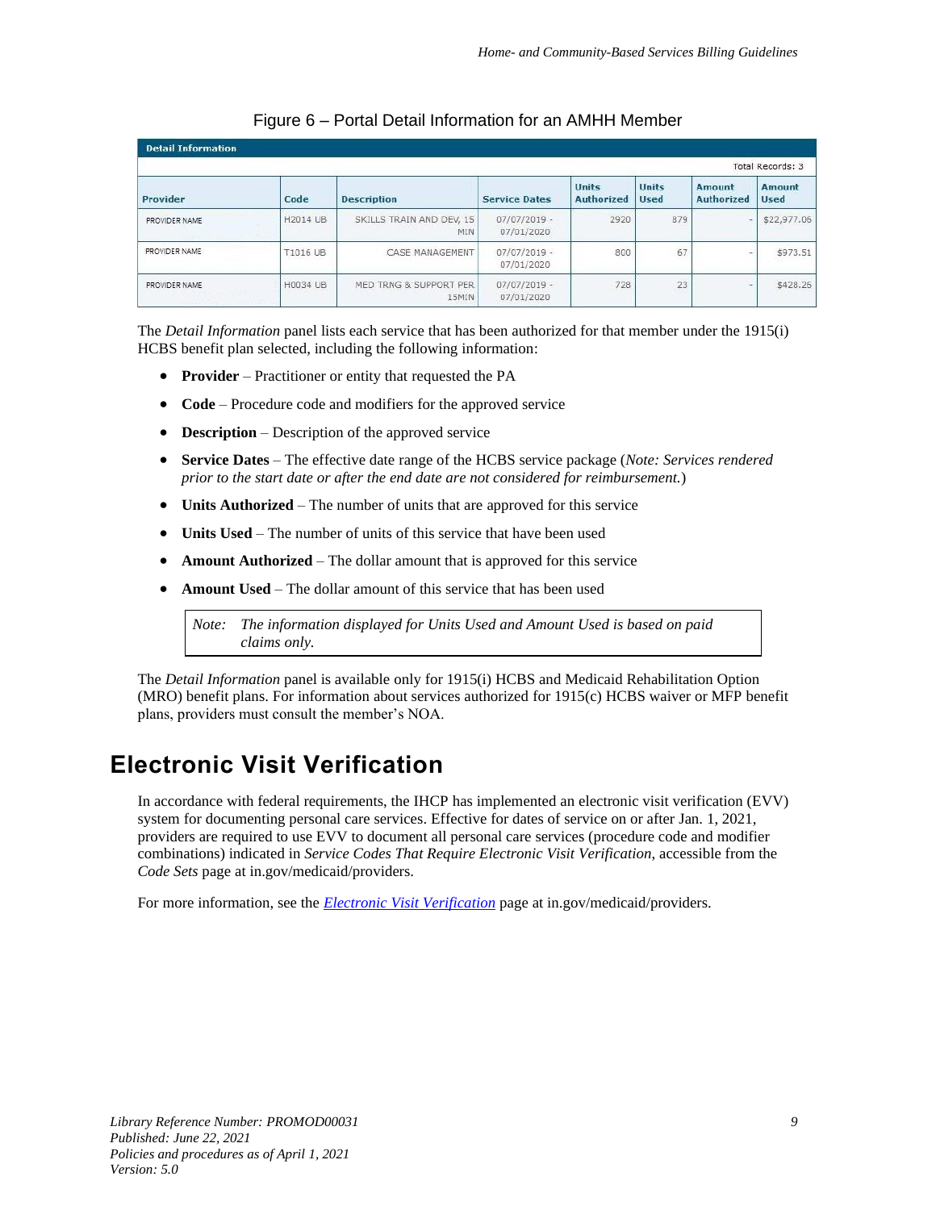Figure 6 – Portal Detail Information for an AMHH Member

**Detail Information**

Total Records: 3

| Provider | Code | Description | Service Dates | Units Authorized | Units Used | Amount Authorized | Amount Used |
|---|---|---|---|---|---|---|---|
| PROVIDER NAME | H2014 UB | SKILLS TRAIN AND DEV, 15 MIN | 07/07/2019 - 07/01/2020 | 2920 | 879 | - | $22,977.06 |
| PROVIDER NAME | T1016 UB | CASE MANAGEMENT | 07/07/2019 - 07/01/2020 | 800 | 67 | - | $973.51 |
| PROVIDER NAME | H0034 UB | MED TRNG & SUPPORT PER 15MIN | 07/07/2019 - 07/01/2020 | 728 | 23 | - | $428.26 |

The *Detail Information* panel lists each service that has been authorized for that member under the 1915(i) HCBS benefit plan selected, including the following information:

- **Provider** – Practitioner or entity that requested the PA
- **Code** – Procedure code and modifiers for the approved service
- **Description** – Description of the approved service
- **Service Dates** – The effective date range of the HCBS service package (*Note: Services rendered prior to the start date or after the end date are not considered for reimbursement.*)
- **Units Authorized** – The number of units that are approved for this service
- **Units Used** – The number of units of this service that have been used
- **Amount Authorized** – The dollar amount that is approved for this service
- **Amount Used** – The dollar amount of this service that has been used

> *Note: The information displayed for Units Used and Amount Used is based on paid claims only.*

The *Detail Information* panel is available only for 1915(i) HCBS and Medicaid Rehabilitation Option (MRO) benefit plans. For information about services authorized for 1915(c) HCBS waiver or MFP benefit plans, providers must consult the member's NOA.

# Electronic Visit Verification

In accordance with federal requirements, the IHCP has implemented an electronic visit verification (EVV) system for documenting personal care services. Effective for dates of service on or after Jan. 1, 2021, providers are required to use EVV to document all personal care services (procedure code and modifier combinations) indicated in *Service Codes That Require Electronic Visit Verification*, accessible from the *Code Sets* page at in.gov/medicaid/providers.

For more information, see the *Electronic Visit Verification* page at in.gov/medicaid/providers.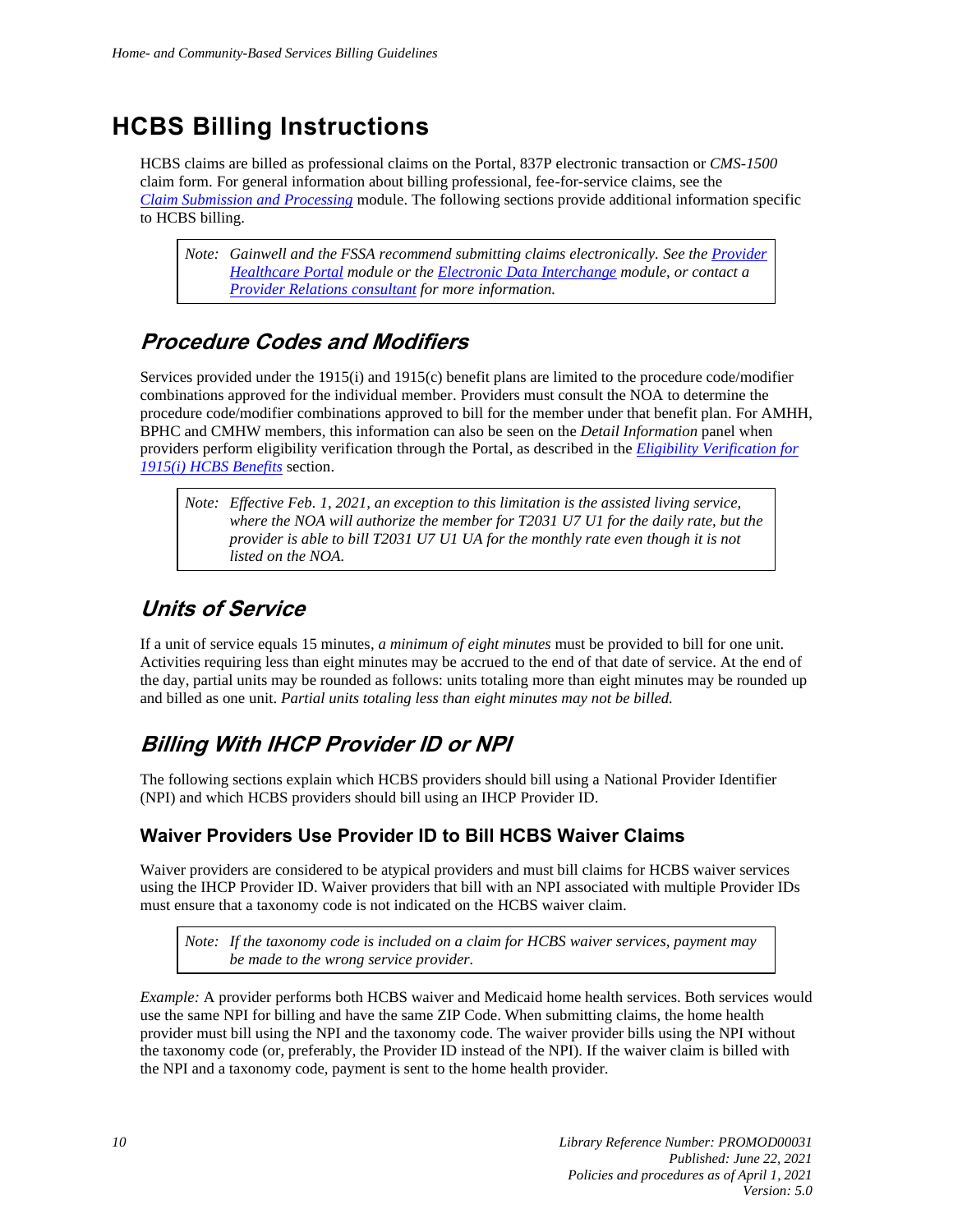# HCBS Billing Instructions

HCBS claims are billed as professional claims on the Portal, 837P electronic transaction or *CMS-1500* claim form. For general information about billing professional, fee-for-service claims, see the *Claim Submission and Processing* module. The following sections provide additional information specific to HCBS billing.

> *Note: Gainwell and the FSSA recommend submitting claims electronically. See the Provider Healthcare Portal module or the Electronic Data Interchange module, or contact a Provider Relations consultant for more information.*

## Procedure Codes and Modifiers

Services provided under the 1915(i) and 1915(c) benefit plans are limited to the procedure code/modifier combinations approved for the individual member. Providers must consult the NOA to determine the procedure code/modifier combinations approved to bill for the member under that benefit plan. For AMHH, BPHC and CMHW members, this information can also be seen on the *Detail Information* panel when providers perform eligibility verification through the Portal, as described in the *Eligibility Verification for 1915(i) HCBS Benefits* section.

> *Note: Effective Feb. 1, 2021, an exception to this limitation is the assisted living service, where the NOA will authorize the member for T2031 U7 U1 for the daily rate, but the provider is able to bill T2031 U7 U1 UA for the monthly rate even though it is not listed on the NOA.*

## Units of Service

If a unit of service equals 15 minutes, *a minimum of eight minutes* must be provided to bill for one unit. Activities requiring less than eight minutes may be accrued to the end of that date of service. At the end of the day, partial units may be rounded as follows: units totaling more than eight minutes may be rounded up and billed as one unit. *Partial units totaling less than eight minutes may not be billed.*

## Billing With IHCP Provider ID or NPI

The following sections explain which HCBS providers should bill using a National Provider Identifier (NPI) and which HCBS providers should bill using an IHCP Provider ID.

### Waiver Providers Use Provider ID to Bill HCBS Waiver Claims

Waiver providers are considered to be atypical providers and must bill claims for HCBS waiver services using the IHCP Provider ID. Waiver providers that bill with an NPI associated with multiple Provider IDs must ensure that a taxonomy code is not indicated on the HCBS waiver claim.

> *Note: If the taxonomy code is included on a claim for HCBS waiver services, payment may be made to the wrong service provider.*

*Example:* A provider performs both HCBS waiver and Medicaid home health services. Both services would use the same NPI for billing and have the same ZIP Code. When submitting claims, the home health provider must bill using the NPI and the taxonomy code. The waiver provider bills using the NPI without the taxonomy code (or, preferably, the Provider ID instead of the NPI). If the waiver claim is billed with the NPI and a taxonomy code, payment is sent to the home health provider.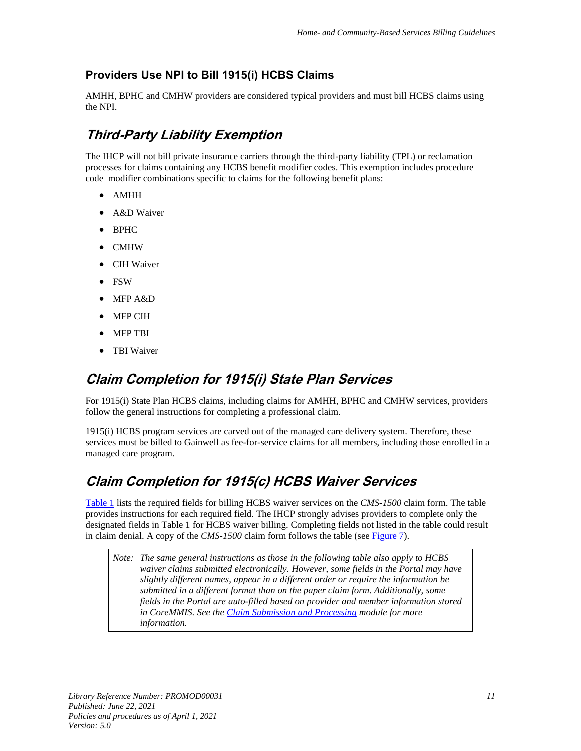### Providers Use NPI to Bill 1915(i) HCBS Claims

AMHH, BPHC and CMHW providers are considered typical providers and must bill HCBS claims using the NPI.

## Third-Party Liability Exemption

The IHCP will not bill private insurance carriers through the third-party liability (TPL) or reclamation processes for claims containing any HCBS benefit modifier codes. This exemption includes procedure code–modifier combinations specific to claims for the following benefit plans:

- AMHH
- A&D Waiver
- BPHC
- CMHW
- CIH Waiver
- FSW
- MFP A&D
- MFP CIH
- MFP TBI
- TBI Waiver

## Claim Completion for 1915(i) State Plan Services

For 1915(i) State Plan HCBS claims, including claims for AMHH, BPHC and CMHW services, providers follow the general instructions for completing a professional claim.

1915(i) HCBS program services are carved out of the managed care delivery system. Therefore, these services must be billed to Gainwell as fee-for-service claims for all members, including those enrolled in a managed care program.

## Claim Completion for 1915(c) HCBS Waiver Services

Table 1 lists the required fields for billing HCBS waiver services on the *CMS-1500* claim form. The table provides instructions for each required field. The IHCP strongly advises providers to complete only the designated fields in Table 1 for HCBS waiver billing. Completing fields not listed in the table could result in claim denial. A copy of the *CMS-1500* claim form follows the table (see Figure 7).

> *Note: The same general instructions as those in the following table also apply to HCBS waiver claims submitted electronically. However, some fields in the Portal may have slightly different names, appear in a different order or require the information be submitted in a different format than on the paper claim form. Additionally, some fields in the Portal are auto-filled based on provider and member information stored in CoreMMIS. See the Claim Submission and Processing module for more information.*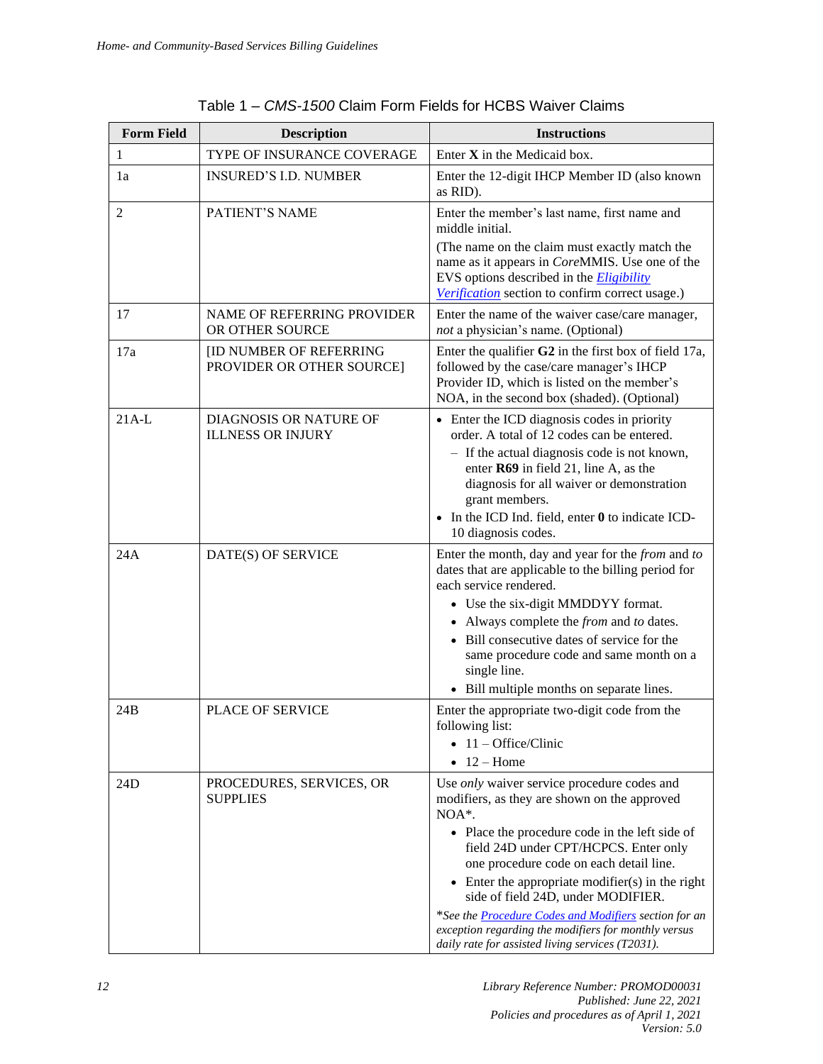Table 1 – *CMS-1500* Claim Form Fields for HCBS Waiver Claims

| Form Field | Description | Instructions |
|---|---|---|
| 1 | TYPE OF INSURANCE COVERAGE | Enter **X** in the Medicaid box. |
| 1a | INSURED'S I.D. NUMBER | Enter the 12-digit IHCP Member ID (also known as RID). |
| 2 | PATIENT'S NAME | Enter the member's last name, first name and middle initial.<br>(The name on the claim must exactly match the name as it appears in *Core*MMIS. Use one of the EVS options described in the *Eligibility Verification* section to confirm correct usage.) |
| 17 | NAME OF REFERRING PROVIDER OR OTHER SOURCE | Enter the name of the waiver case/care manager, *not* a physician's name. (Optional) |
| 17a | [ID NUMBER OF REFERRING PROVIDER OR OTHER SOURCE] | Enter the qualifier **G2** in the first box of field 17a, followed by the case/care manager's IHCP Provider ID, which is listed on the member's NOA, in the second box (shaded). (Optional) |
| 21A-L | DIAGNOSIS OR NATURE OF ILLNESS OR INJURY | • Enter the ICD diagnosis codes in priority order. A total of 12 codes can be entered.<br>– If the actual diagnosis code is not known, enter **R69** in field 21, line A, as the diagnosis for all waiver or demonstration grant members.<br>• In the ICD Ind. field, enter **0** to indicate ICD-10 diagnosis codes. |
| 24A | DATE(S) OF SERVICE | Enter the month, day and year for the *from* and *to* dates that are applicable to the billing period for each service rendered.<br>• Use the six-digit MMDDYY format.<br>• Always complete the *from* and *to* dates.<br>• Bill consecutive dates of service for the same procedure code and same month on a single line.<br>• Bill multiple months on separate lines. |
| 24B | PLACE OF SERVICE | Enter the appropriate two-digit code from the following list:<br>• 11 – Office/Clinic<br>• 12 – Home |
| 24D | PROCEDURES, SERVICES, OR SUPPLIES | Use *only* waiver service procedure codes and modifiers, as they are shown on the approved NOA*.<br>• Place the procedure code in the left side of field 24D under CPT/HCPCS. Enter only one procedure code on each detail line.<br>• Enter the appropriate modifier(s) in the right side of field 24D, under MODIFIER.<br>**See the Procedure Codes and Modifiers section for an exception regarding the modifiers for monthly versus daily rate for assisted living services (T2031).* |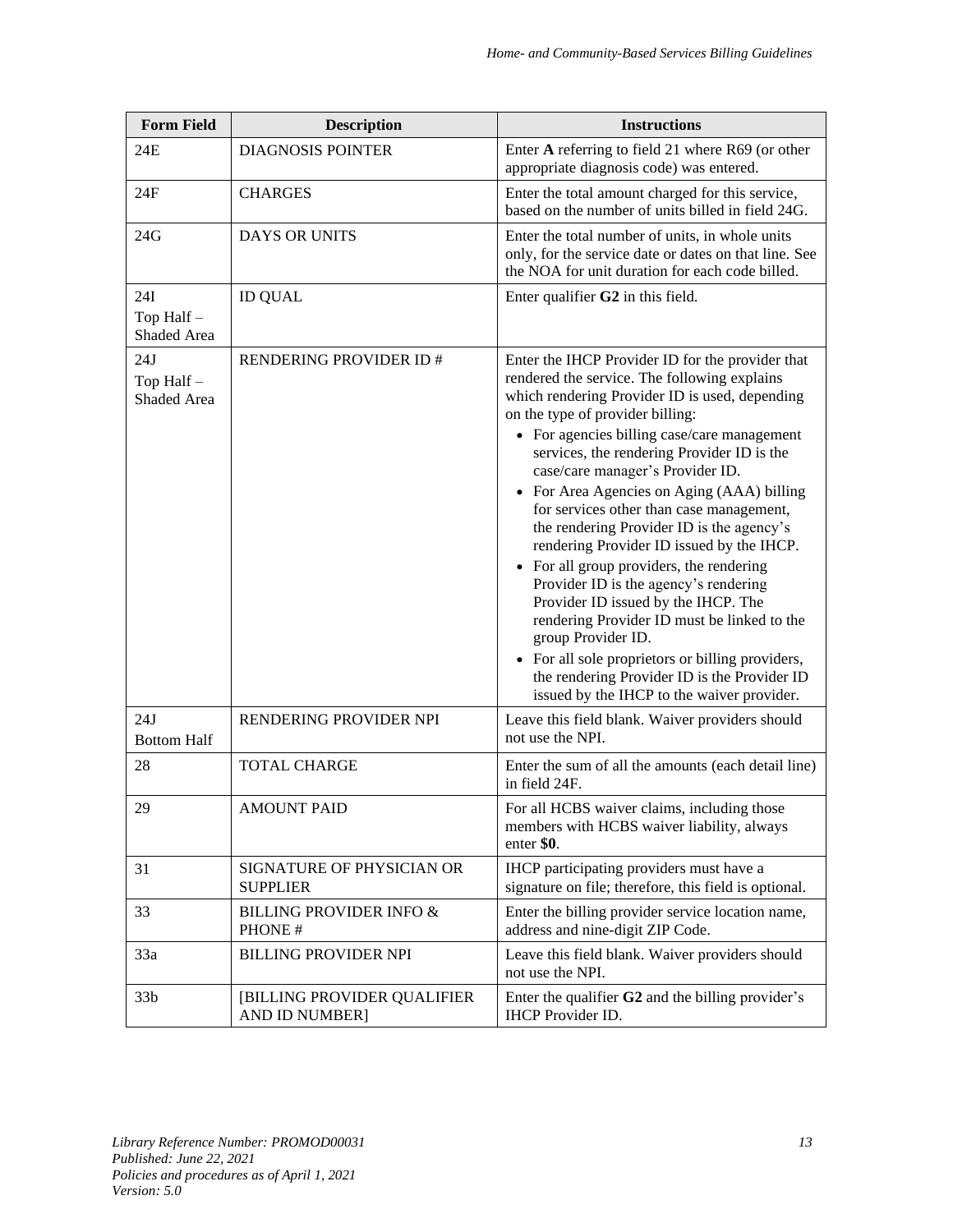| Form Field | Description | Instructions |
| --- | --- | --- |
| 24E | DIAGNOSIS POINTER | Enter **A** referring to field 21 where R69 (or other appropriate diagnosis code) was entered. |
| 24F | CHARGES | Enter the total amount charged for this service, based on the number of units billed in field 24G. |
| 24G | DAYS OR UNITS | Enter the total number of units, in whole units only, for the service date or dates on that line. See the NOA for unit duration for each code billed. |
| 24I Top Half – Shaded Area | ID QUAL | Enter qualifier **G2** in this field. |
| 24J Top Half – Shaded Area | RENDERING PROVIDER ID # | Enter the IHCP Provider ID for the provider that rendered the service. The following explains which rendering Provider ID is used, depending on the type of provider billing:<br>• For agencies billing case/care management services, the rendering Provider ID is the case/care manager's Provider ID.<br>• For Area Agencies on Aging (AAA) billing for services other than case management, the rendering Provider ID is the agency's rendering Provider ID issued by the IHCP.<br>• For all group providers, the rendering Provider ID is the agency's rendering Provider ID issued by the IHCP. The rendering Provider ID must be linked to the group Provider ID.<br>• For all sole proprietors or billing providers, the rendering Provider ID is the Provider ID issued by the IHCP to the waiver provider. |
| 24J Bottom Half | RENDERING PROVIDER NPI | Leave this field blank. Waiver providers should not use the NPI. |
| 28 | TOTAL CHARGE | Enter the sum of all the amounts (each detail line) in field 24F. |
| 29 | AMOUNT PAID | For all HCBS waiver claims, including those members with HCBS waiver liability, always enter **$0**. |
| 31 | SIGNATURE OF PHYSICIAN OR SUPPLIER | IHCP participating providers must have a signature on file; therefore, this field is optional. |
| 33 | BILLING PROVIDER INFO & PHONE # | Enter the billing provider service location name, address and nine-digit ZIP Code. |
| 33a | BILLING PROVIDER NPI | Leave this field blank. Waiver providers should not use the NPI. |
| 33b | [BILLING PROVIDER QUALIFIER AND ID NUMBER] | Enter the qualifier **G2** and the billing provider's IHCP Provider ID. |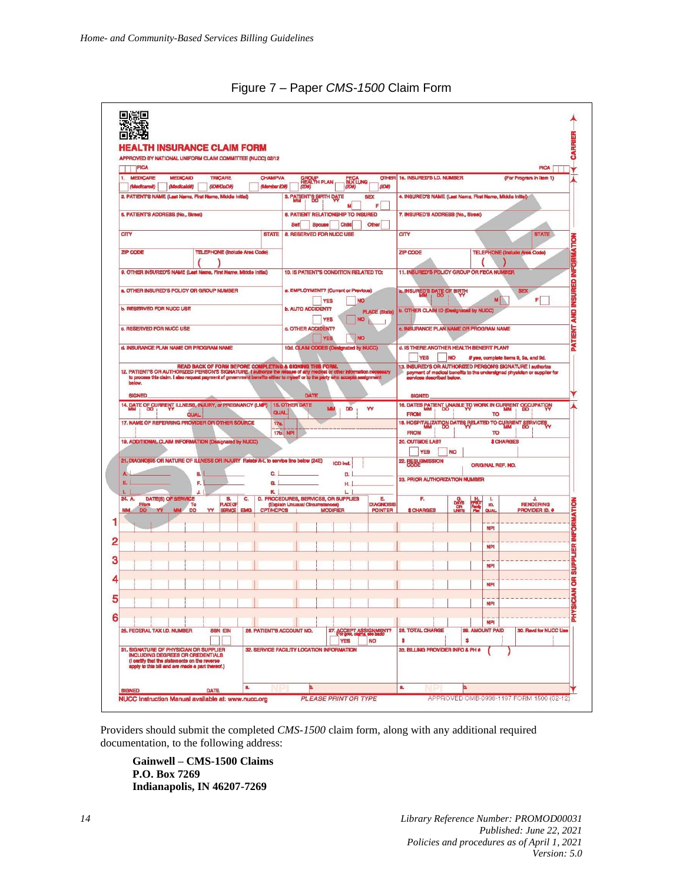Figure 7 – Paper *CMS-1500* Claim Form

Providers should submit the completed *CMS-1500* claim form, along with any additional required documentation, to the following address:

**Gainwell – CMS-1500 Claims**
**P.O. Box 7269**
**Indianapolis, IN 46207-7269**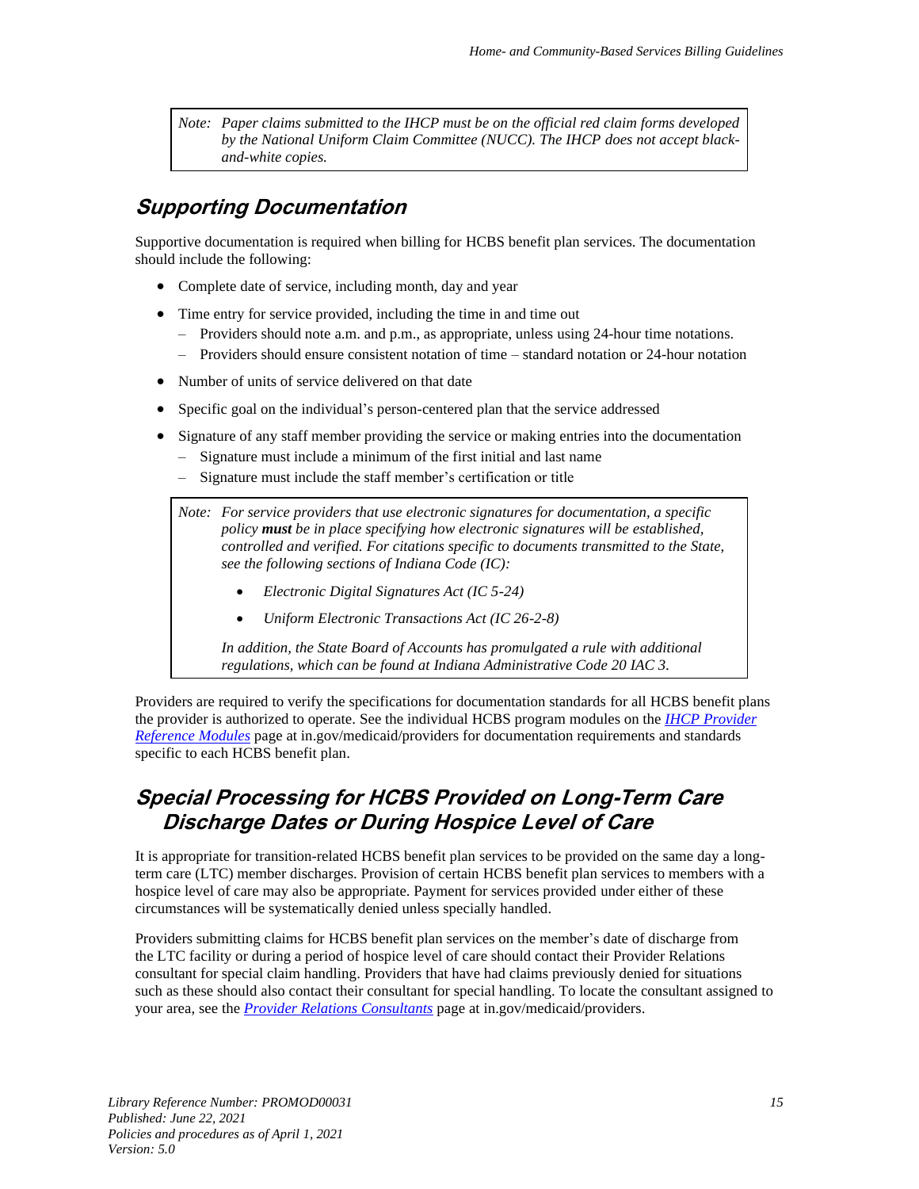> *Note: Paper claims submitted to the IHCP must be on the official red claim forms developed by the National Uniform Claim Committee (NUCC). The IHCP does not accept black-and-white copies.*

## Supporting Documentation

Supportive documentation is required when billing for HCBS benefit plan services. The documentation should include the following:

- Complete date of service, including month, day and year
- Time entry for service provided, including the time in and time out
  - Providers should note a.m. and p.m., as appropriate, unless using 24-hour time notations.
  - Providers should ensure consistent notation of time – standard notation or 24-hour notation
- Number of units of service delivered on that date
- Specific goal on the individual's person-centered plan that the service addressed
- Signature of any staff member providing the service or making entries into the documentation
  - Signature must include a minimum of the first initial and last name
  - Signature must include the staff member's certification or title

> *Note: For service providers that use electronic signatures for documentation, a specific policy **must** be in place specifying how electronic signatures will be established, controlled and verified. For citations specific to documents transmitted to the State, see the following sections of Indiana Code (IC):*
>
> - *Electronic Digital Signatures Act (IC 5-24)*
> - *Uniform Electronic Transactions Act (IC 26-2-8)*
>
> *In addition, the State Board of Accounts has promulgated a rule with additional regulations, which can be found at Indiana Administrative Code 20 IAC 3.*

Providers are required to verify the specifications for documentation standards for all HCBS benefit plans the provider is authorized to operate. See the individual HCBS program modules on the *IHCP Provider Reference Modules* page at in.gov/medicaid/providers for documentation requirements and standards specific to each HCBS benefit plan.

## Special Processing for HCBS Provided on Long-Term Care Discharge Dates or During Hospice Level of Care

It is appropriate for transition-related HCBS benefit plan services to be provided on the same day a long-term care (LTC) member discharges. Provision of certain HCBS benefit plan services to members with a hospice level of care may also be appropriate. Payment for services provided under either of these circumstances will be systematically denied unless specially handled.

Providers submitting claims for HCBS benefit plan services on the member's date of discharge from the LTC facility or during a period of hospice level of care should contact their Provider Relations consultant for special claim handling. Providers that have had claims previously denied for situations such as these should also contact their consultant for special handling. To locate the consultant assigned to your area, see the *Provider Relations Consultants* page at in.gov/medicaid/providers.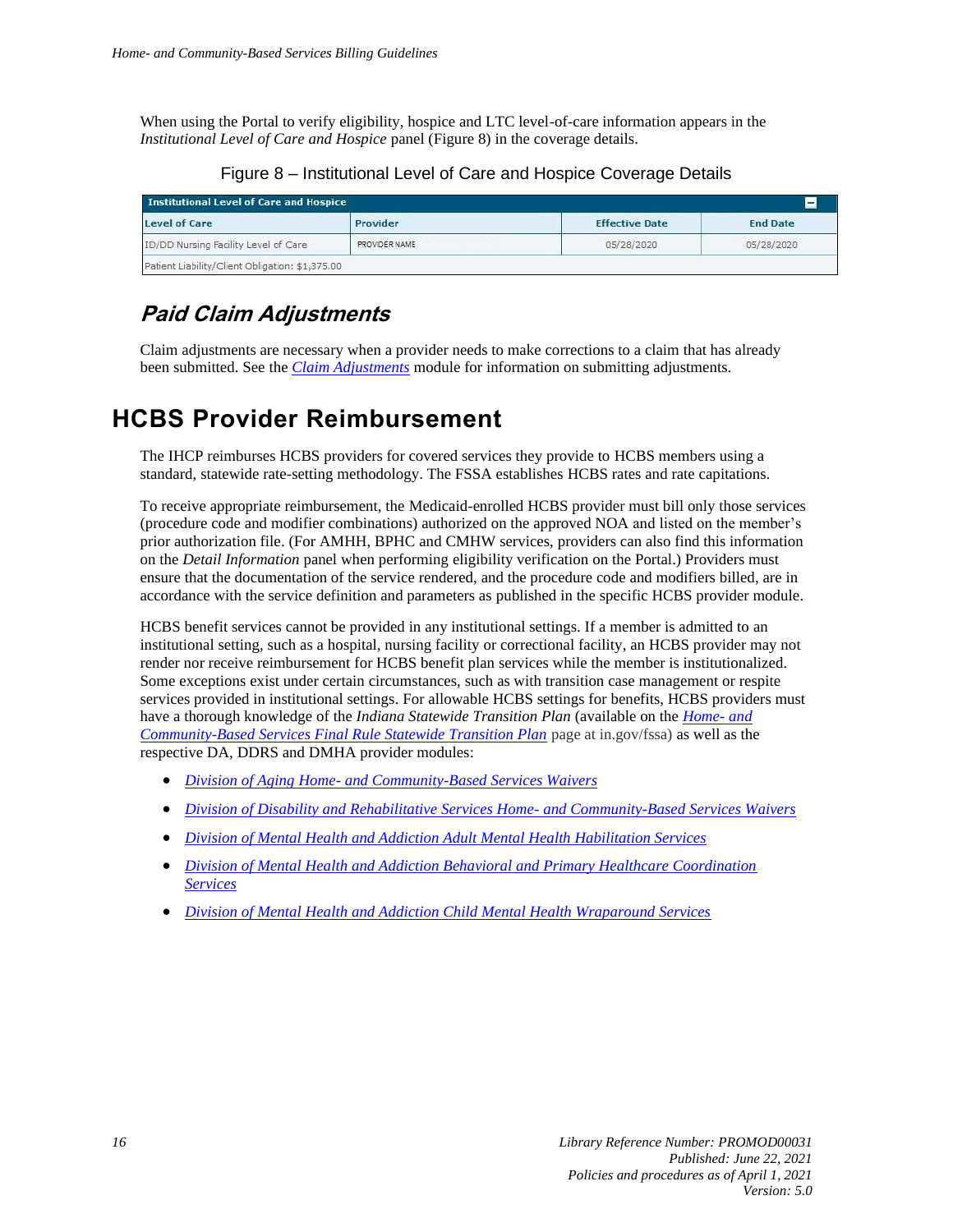When using the Portal to verify eligibility, hospice and LTC level-of-care information appears in the *Institutional Level of Care and Hospice* panel (Figure 8) in the coverage details.

Figure 8 – Institutional Level of Care and Hospice Coverage Details

| Institutional Level of Care and Hospice | | | |
|---|---|---|---|
| Level of Care | Provider | Effective Date | End Date |
| ID/DD Nursing Facility Level of Care | PROVIDER NAME | 05/28/2020 | 05/28/2020 |
| Patient Liability/Client Obligation: $1,375.00 | | | |

### *Paid Claim Adjustments*

Claim adjustments are necessary when a provider needs to make corrections to a claim that has already been submitted. See the *Claim Adjustments* module for information on submitting adjustments.

## HCBS Provider Reimbursement

The IHCP reimburses HCBS providers for covered services they provide to HCBS members using a standard, statewide rate-setting methodology. The FSSA establishes HCBS rates and rate capitations.

To receive appropriate reimbursement, the Medicaid-enrolled HCBS provider must bill only those services (procedure code and modifier combinations) authorized on the approved NOA and listed on the member's prior authorization file. (For AMHH, BPHC and CMHW services, providers can also find this information on the *Detail Information* panel when performing eligibility verification on the Portal.) Providers must ensure that the documentation of the service rendered, and the procedure code and modifiers billed, are in accordance with the service definition and parameters as published in the specific HCBS provider module.

HCBS benefit services cannot be provided in any institutional settings. If a member is admitted to an institutional setting, such as a hospital, nursing facility or correctional facility, an HCBS provider may not render nor receive reimbursement for HCBS benefit plan services while the member is institutionalized. Some exceptions exist under certain circumstances, such as with transition case management or respite services provided in institutional settings. For allowable HCBS settings for benefits, HCBS providers must have a thorough knowledge of the *Indiana Statewide Transition Plan* (available on the *Home- and Community-Based Services Final Rule Statewide Transition Plan* page at in.gov/fssa) as well as the respective DA, DDRS and DMHA provider modules:

- *Division of Aging Home- and Community-Based Services Waivers*
- *Division of Disability and Rehabilitative Services Home- and Community-Based Services Waivers*
- *Division of Mental Health and Addiction Adult Mental Health Habilitation Services*
- *Division of Mental Health and Addiction Behavioral and Primary Healthcare Coordination Services*
- *Division of Mental Health and Addiction Child Mental Health Wraparound Services*